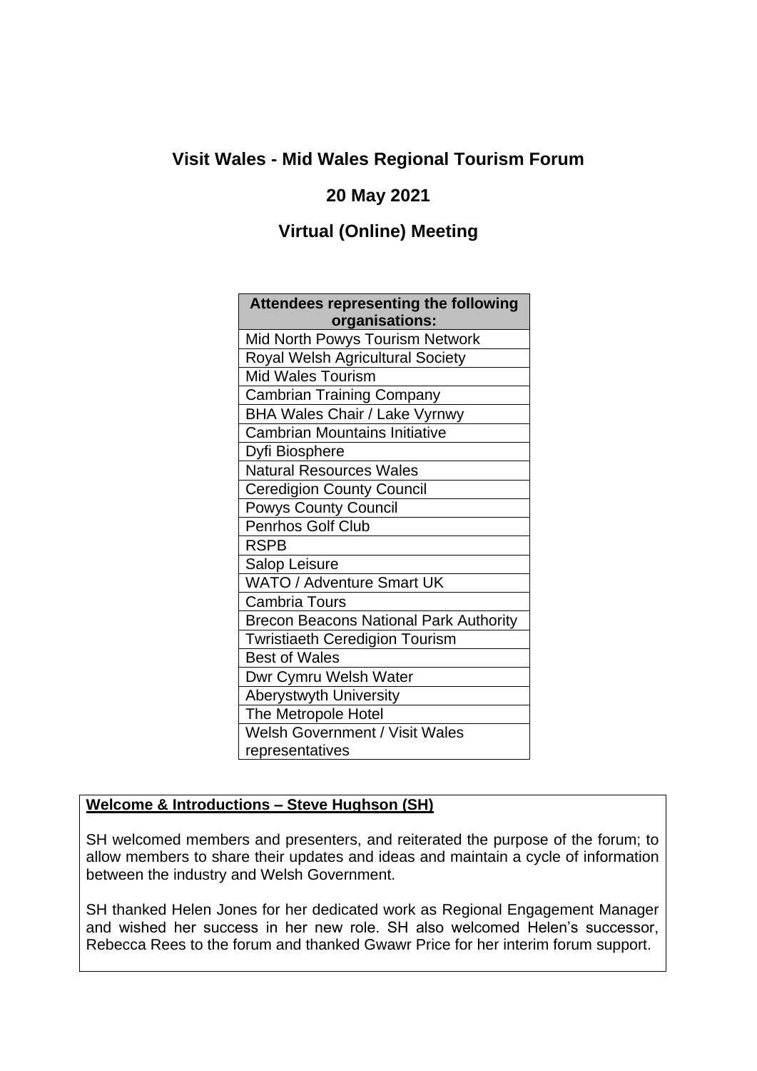# Visit Wales - Mid Wales Regional Tourism Forum

## 20 May 2021

## Virtual (Online) Meeting

| Attendees representing the following organisations: |
|---|
| Mid North Powys Tourism Network |
| Royal Welsh Agricultural Society |
| Mid Wales Tourism |
| Cambrian Training Company |
| BHA Wales Chair / Lake Vyrnwy |
| Cambrian Mountains Initiative |
| Dyfi Biosphere |
| Natural Resources Wales |
| Ceredigion County Council |
| Powys County Council |
| Penrhos Golf Club |
| RSPB |
| Salop Leisure |
| WATO / Adventure Smart UK |
| Cambria Tours |
| Brecon Beacons National Park Authority |
| Twristiaeth Ceredigion Tourism |
| Best of Wales |
| Dwr Cymru Welsh Water |
| Aberystwyth University |
| The Metropole Hotel |
| Welsh Government / Visit Wales representatives |

**Welcome & Introductions – Steve Hughson (SH)**

SH welcomed members and presenters, and reiterated the purpose of the forum; to allow members to share their updates and ideas and maintain a cycle of information between the industry and Welsh Government.

SH thanked Helen Jones for her dedicated work as Regional Engagement Manager and wished her success in her new role. SH also welcomed Helen's successor, Rebecca Rees to the forum and thanked Gwawr Price for her interim forum support.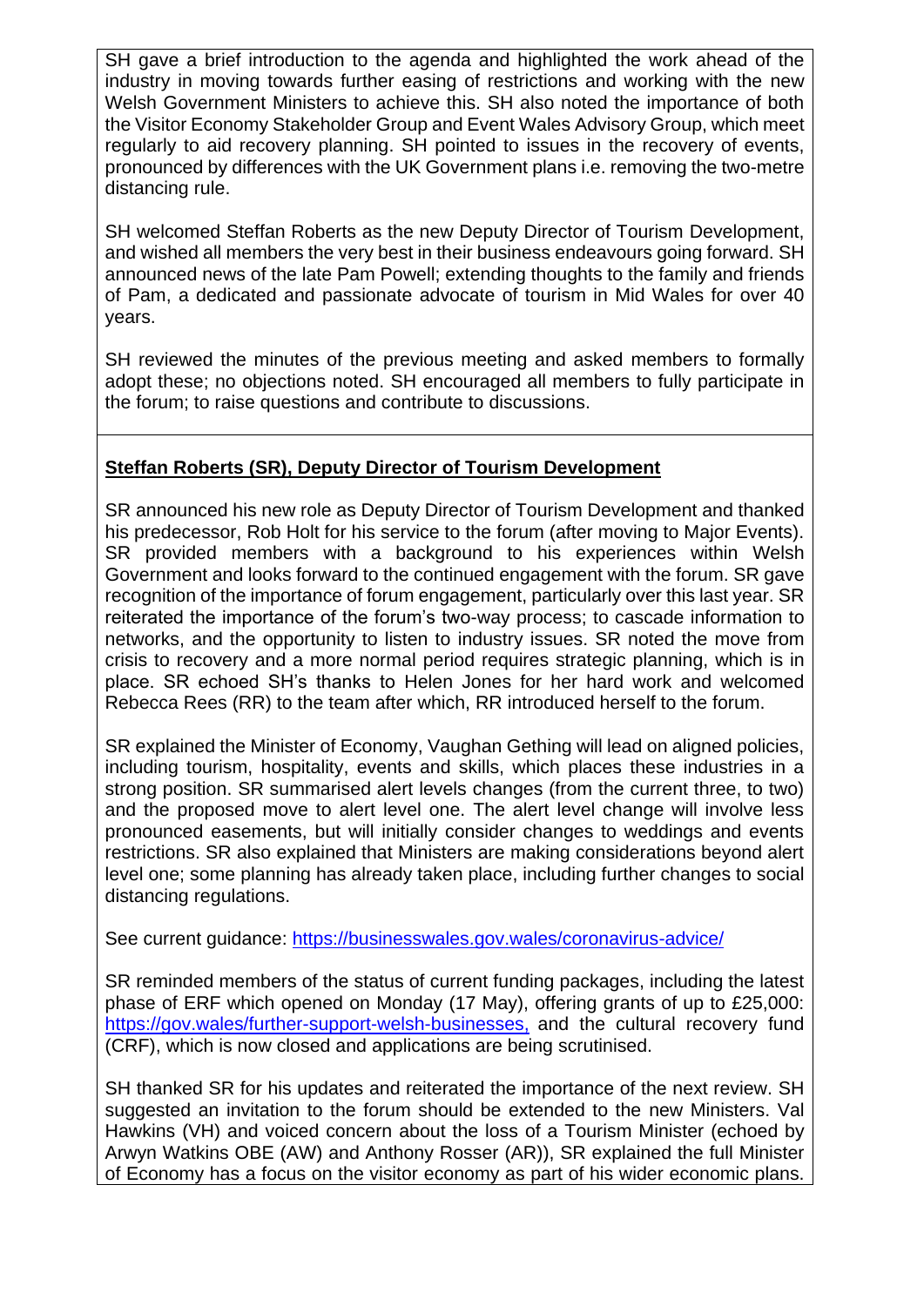SH gave a brief introduction to the agenda and highlighted the work ahead of the industry in moving towards further easing of restrictions and working with the new Welsh Government Ministers to achieve this. SH also noted the importance of both the Visitor Economy Stakeholder Group and Event Wales Advisory Group, which meet regularly to aid recovery planning. SH pointed to issues in the recovery of events, pronounced by differences with the UK Government plans i.e. removing the two-metre distancing rule.

SH welcomed Steffan Roberts as the new Deputy Director of Tourism Development, and wished all members the very best in their business endeavours going forward. SH announced news of the late Pam Powell; extending thoughts to the family and friends of Pam, a dedicated and passionate advocate of tourism in Mid Wales for over 40 years.

SH reviewed the minutes of the previous meeting and asked members to formally adopt these; no objections noted. SH encouraged all members to fully participate in the forum; to raise questions and contribute to discussions.

**Steffan Roberts (SR), Deputy Director of Tourism Development**

SR announced his new role as Deputy Director of Tourism Development and thanked his predecessor, Rob Holt for his service to the forum (after moving to Major Events). SR provided members with a background to his experiences within Welsh Government and looks forward to the continued engagement with the forum. SR gave recognition of the importance of forum engagement, particularly over this last year. SR reiterated the importance of the forum's two-way process; to cascade information to networks, and the opportunity to listen to industry issues. SR noted the move from crisis to recovery and a more normal period requires strategic planning, which is in place. SR echoed SH's thanks to Helen Jones for her hard work and welcomed Rebecca Rees (RR) to the team after which, RR introduced herself to the forum.

SR explained the Minister of Economy, Vaughan Gething will lead on aligned policies, including tourism, hospitality, events and skills, which places these industries in a strong position. SR summarised alert levels changes (from the current three, to two) and the proposed move to alert level one. The alert level change will involve less pronounced easements, but will initially consider changes to weddings and events restrictions. SR also explained that Ministers are making considerations beyond alert level one; some planning has already taken place, including further changes to social distancing regulations.

See current guidance: https://businesswales.gov.wales/coronavirus-advice/

SR reminded members of the status of current funding packages, including the latest phase of ERF which opened on Monday (17 May), offering grants of up to £25,000: https://gov.wales/further-support-welsh-businesses, and the cultural recovery fund (CRF), which is now closed and applications are being scrutinised.

SH thanked SR for his updates and reiterated the importance of the next review. SH suggested an invitation to the forum should be extended to the new Ministers. Val Hawkins (VH) and voiced concern about the loss of a Tourism Minister (echoed by Arwyn Watkins OBE (AW) and Anthony Rosser (AR)), SR explained the full Minister of Economy has a focus on the visitor economy as part of his wider economic plans.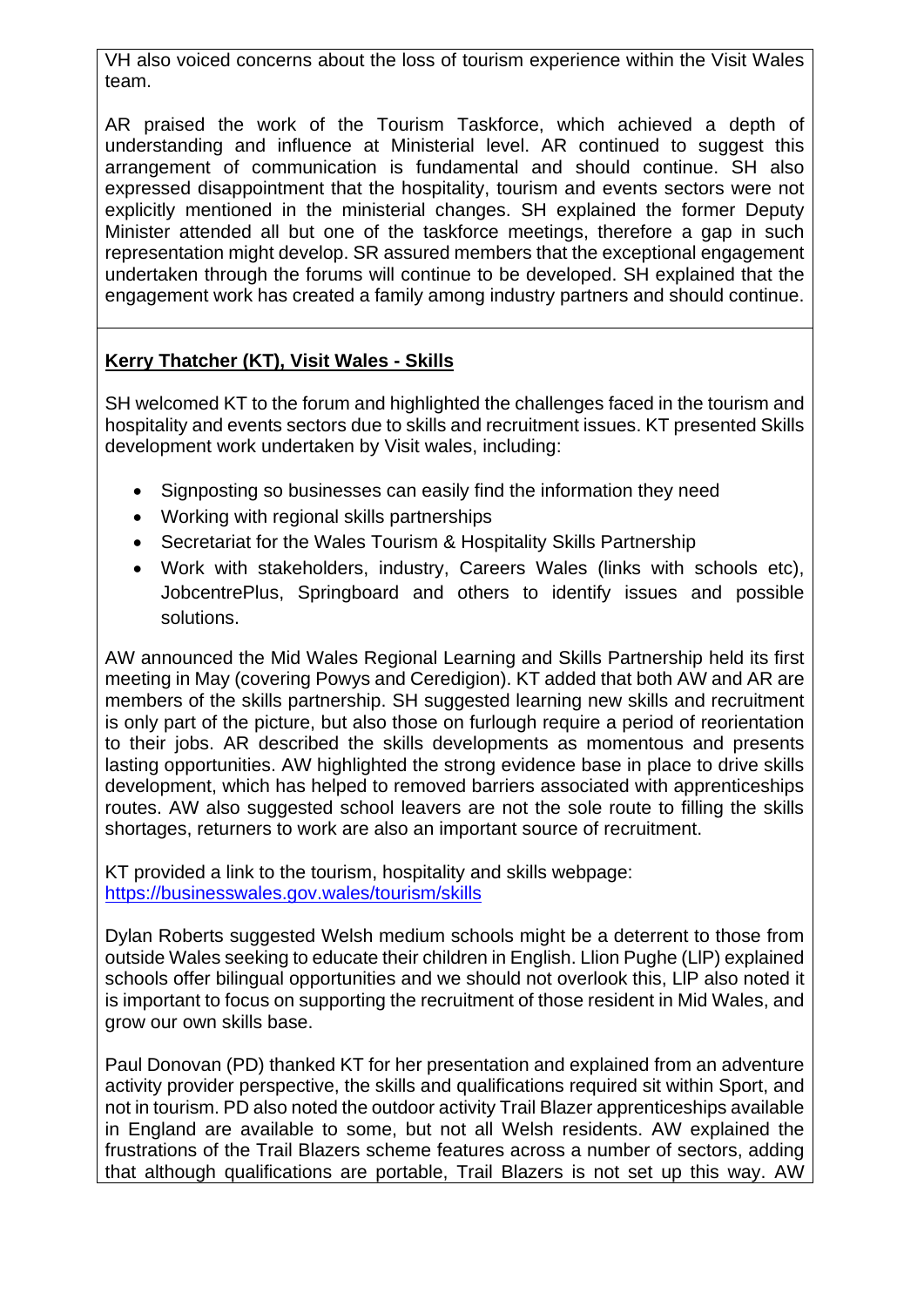VH also voiced concerns about the loss of tourism experience within the Visit Wales team.

AR praised the work of the Tourism Taskforce, which achieved a depth of understanding and influence at Ministerial level. AR continued to suggest this arrangement of communication is fundamental and should continue. SH also expressed disappointment that the hospitality, tourism and events sectors were not explicitly mentioned in the ministerial changes. SH explained the former Deputy Minister attended all but one of the taskforce meetings, therefore a gap in such representation might develop. SR assured members that the exceptional engagement undertaken through the forums will continue to be developed. SH explained that the engagement work has created a family among industry partners and should continue.

**Kerry Thatcher (KT), Visit Wales - Skills**

SH welcomed KT to the forum and highlighted the challenges faced in the tourism and hospitality and events sectors due to skills and recruitment issues. KT presented Skills development work undertaken by Visit wales, including:

- Signposting so businesses can easily find the information they need
- Working with regional skills partnerships
- Secretariat for the Wales Tourism & Hospitality Skills Partnership
- Work with stakeholders, industry, Careers Wales (links with schools etc), JobcentrePlus, Springboard and others to identify issues and possible solutions.

AW announced the Mid Wales Regional Learning and Skills Partnership held its first meeting in May (covering Powys and Ceredigion). KT added that both AW and AR are members of the skills partnership. SH suggested learning new skills and recruitment is only part of the picture, but also those on furlough require a period of reorientation to their jobs. AR described the skills developments as momentous and presents lasting opportunities. AW highlighted the strong evidence base in place to drive skills development, which has helped to removed barriers associated with apprenticeships routes. AW also suggested school leavers are not the sole route to filling the skills shortages, returners to work are also an important source of recruitment.

KT provided a link to the tourism, hospitality and skills webpage:
https://businesswales.gov.wales/tourism/skills

Dylan Roberts suggested Welsh medium schools might be a deterrent to those from outside Wales seeking to educate their children in English. Llion Pughe (LlP) explained schools offer bilingual opportunities and we should not overlook this, LlP also noted it is important to focus on supporting the recruitment of those resident in Mid Wales, and grow our own skills base.

Paul Donovan (PD) thanked KT for her presentation and explained from an adventure activity provider perspective, the skills and qualifications required sit within Sport, and not in tourism. PD also noted the outdoor activity Trail Blazer apprenticeships available in England are available to some, but not all Welsh residents. AW explained the frustrations of the Trail Blazers scheme features across a number of sectors, adding that although qualifications are portable, Trail Blazers is not set up this way. AW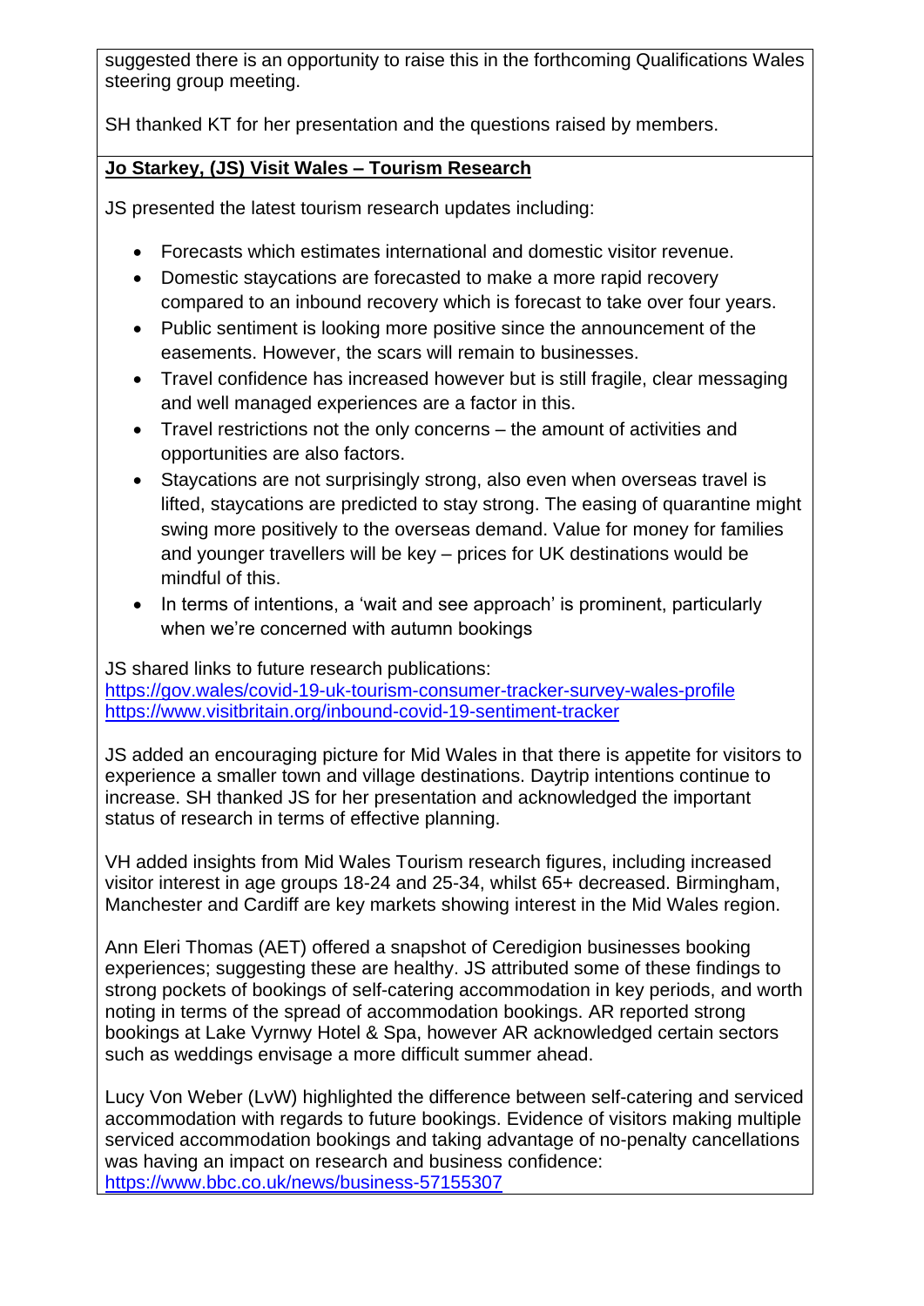suggested there is an opportunity to raise this in the forthcoming Qualifications Wales steering group meeting.

SH thanked KT for her presentation and the questions raised by members.

**Jo Starkey, (JS) Visit Wales – Tourism Research**

JS presented the latest tourism research updates including:

- Forecasts which estimates international and domestic visitor revenue.
- Domestic staycations are forecasted to make a more rapid recovery compared to an inbound recovery which is forecast to take over four years.
- Public sentiment is looking more positive since the announcement of the easements. However, the scars will remain to businesses.
- Travel confidence has increased however but is still fragile, clear messaging and well managed experiences are a factor in this.
- Travel restrictions not the only concerns – the amount of activities and opportunities are also factors.
- Staycations are not surprisingly strong, also even when overseas travel is lifted, staycations are predicted to stay strong. The easing of quarantine might swing more positively to the overseas demand. Value for money for families and younger travellers will be key – prices for UK destinations would be mindful of this.
- In terms of intentions, a 'wait and see approach' is prominent, particularly when we're concerned with autumn bookings

JS shared links to future research publications:
https://gov.wales/covid-19-uk-tourism-consumer-tracker-survey-wales-profile
https://www.visitbritain.org/inbound-covid-19-sentiment-tracker

JS added an encouraging picture for Mid Wales in that there is appetite for visitors to experience a smaller town and village destinations. Daytrip intentions continue to increase. SH thanked JS for her presentation and acknowledged the important status of research in terms of effective planning.

VH added insights from Mid Wales Tourism research figures, including increased visitor interest in age groups 18-24 and 25-34, whilst 65+ decreased. Birmingham, Manchester and Cardiff are key markets showing interest in the Mid Wales region.

Ann Eleri Thomas (AET) offered a snapshot of Ceredigion businesses booking experiences; suggesting these are healthy. JS attributed some of these findings to strong pockets of bookings of self-catering accommodation in key periods, and worth noting in terms of the spread of accommodation bookings. AR reported strong bookings at Lake Vyrnwy Hotel & Spa, however AR acknowledged certain sectors such as weddings envisage a more difficult summer ahead.

Lucy Von Weber (LvW) highlighted the difference between self-catering and serviced accommodation with regards to future bookings. Evidence of visitors making multiple serviced accommodation bookings and taking advantage of no-penalty cancellations was having an impact on research and business confidence:
https://www.bbc.co.uk/news/business-57155307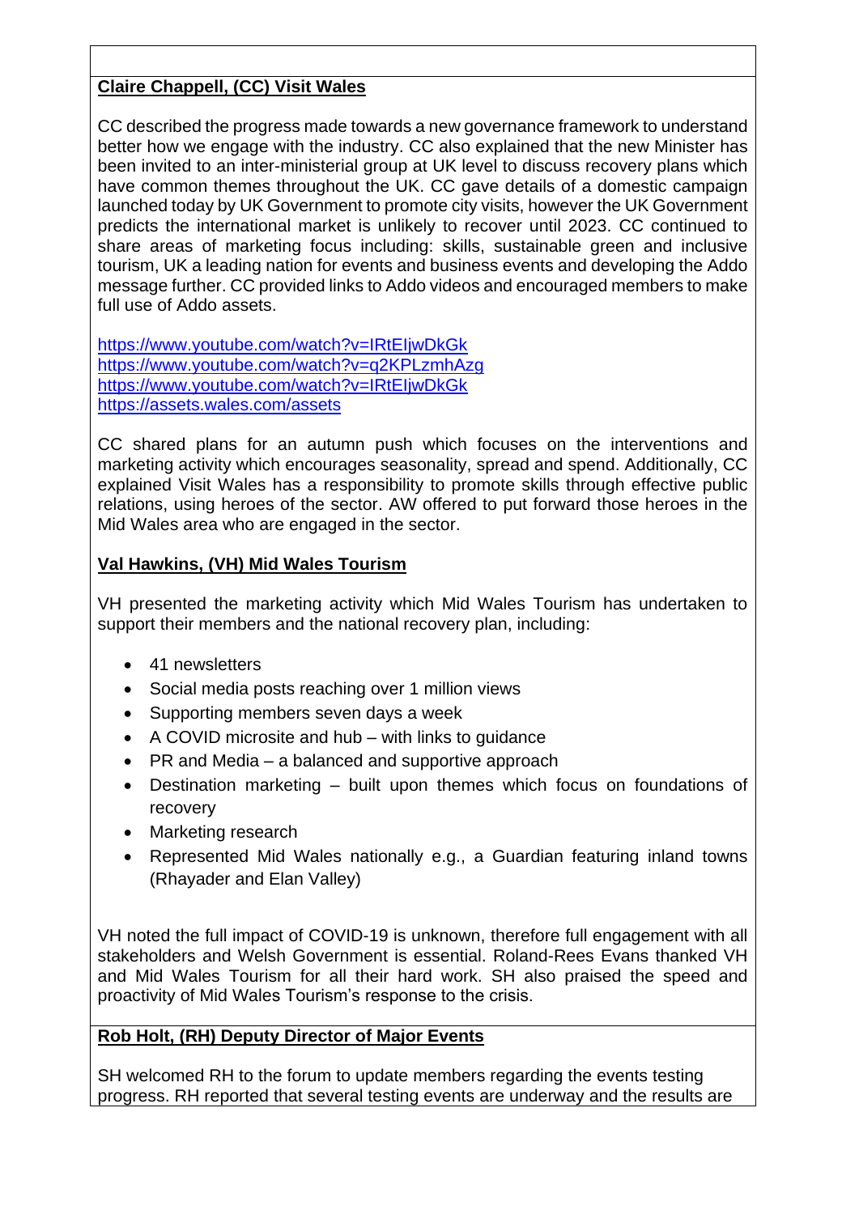**Claire Chappell, (CC) Visit Wales**

CC described the progress made towards a new governance framework to understand better how we engage with the industry. CC also explained that the new Minister has been invited to an inter-ministerial group at UK level to discuss recovery plans which have common themes throughout the UK. CC gave details of a domestic campaign launched today by UK Government to promote city visits, however the UK Government predicts the international market is unlikely to recover until 2023. CC continued to share areas of marketing focus including: skills, sustainable green and inclusive tourism, UK a leading nation for events and business events and developing the Addo message further. CC provided links to Addo videos and encouraged members to make full use of Addo assets.

https://www.youtube.com/watch?v=lRtEljwDkGk
https://www.youtube.com/watch?v=q2KPLzmhAzg
https://www.youtube.com/watch?v=lRtEljwDkGk
https://assets.wales.com/assets

CC shared plans for an autumn push which focuses on the interventions and marketing activity which encourages seasonality, spread and spend. Additionally, CC explained Visit Wales has a responsibility to promote skills through effective public relations, using heroes of the sector. AW offered to put forward those heroes in the Mid Wales area who are engaged in the sector.

**Val Hawkins, (VH) Mid Wales Tourism**

VH presented the marketing activity which Mid Wales Tourism has undertaken to support their members and the national recovery plan, including:

- 41 newsletters
- Social media posts reaching over 1 million views
- Supporting members seven days a week
- A COVID microsite and hub – with links to guidance
- PR and Media – a balanced and supportive approach
- Destination marketing – built upon themes which focus on foundations of recovery
- Marketing research
- Represented Mid Wales nationally e.g., a Guardian featuring inland towns (Rhayader and Elan Valley)

VH noted the full impact of COVID-19 is unknown, therefore full engagement with all stakeholders and Welsh Government is essential. Roland-Rees Evans thanked VH and Mid Wales Tourism for all their hard work. SH also praised the speed and proactivity of Mid Wales Tourism's response to the crisis.

**Rob Holt, (RH) Deputy Director of Major Events**

SH welcomed RH to the forum to update members regarding the events testing progress. RH reported that several testing events are underway and the results are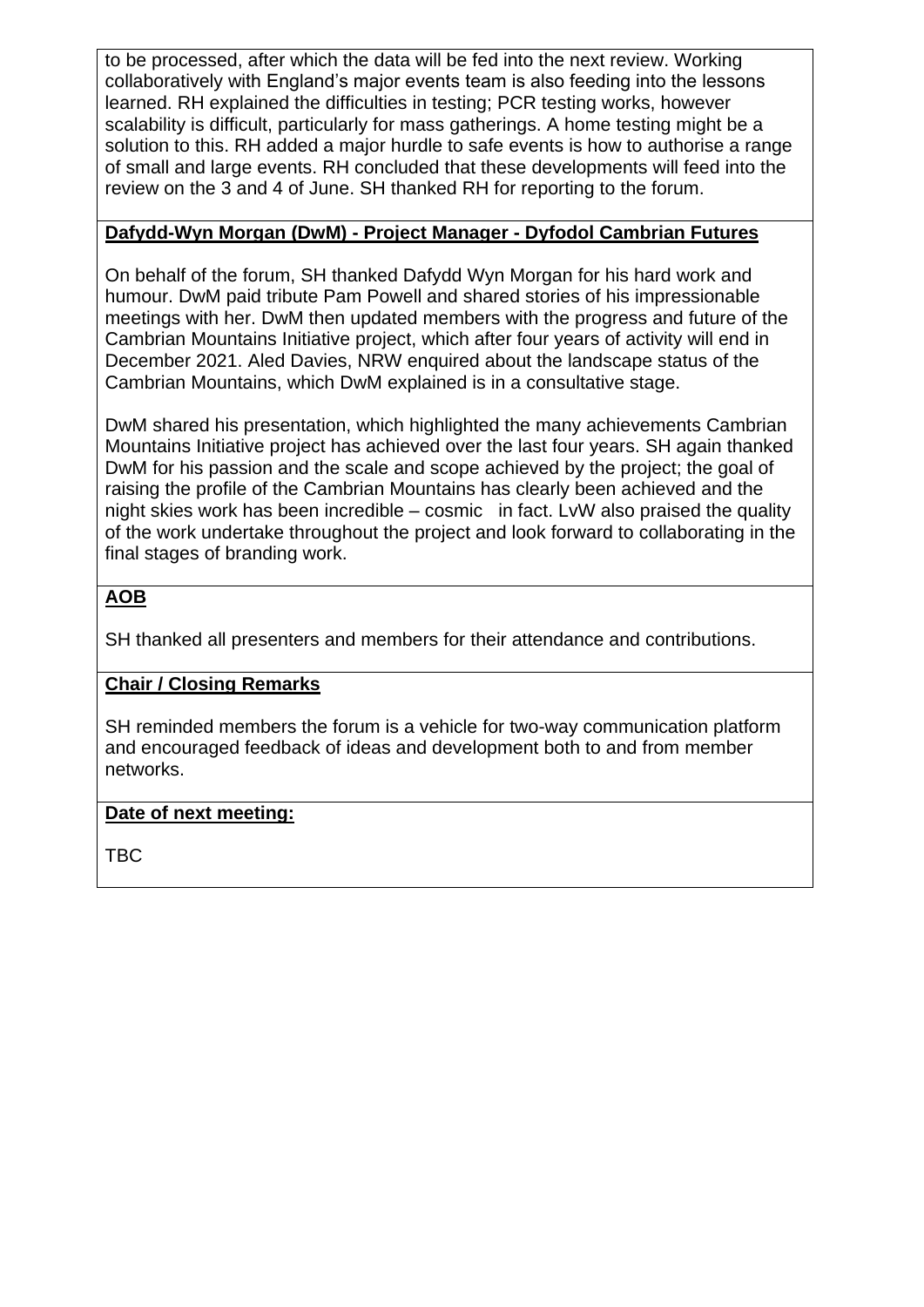to be processed, after which the data will be fed into the next review. Working collaboratively with England's major events team is also feeding into the lessons learned. RH explained the difficulties in testing; PCR testing works, however scalability is difficult, particularly for mass gatherings. A home testing might be a solution to this. RH added a major hurdle to safe events is how to authorise a range of small and large events. RH concluded that these developments will feed into the review on the 3 and 4 of June. SH thanked RH for reporting to the forum.

**Dafydd-Wyn Morgan (DwM) - Project Manager - Dyfodol Cambrian Futures**

On behalf of the forum, SH thanked Dafydd Wyn Morgan for his hard work and humour. DwM paid tribute Pam Powell and shared stories of his impressionable meetings with her. DwM then updated members with the progress and future of the Cambrian Mountains Initiative project, which after four years of activity will end in December 2021. Aled Davies, NRW enquired about the landscape status of the Cambrian Mountains, which DwM explained is in a consultative stage.

DwM shared his presentation, which highlighted the many achievements Cambrian Mountains Initiative project has achieved over the last four years. SH again thanked DwM for his passion and the scale and scope achieved by the project; the goal of raising the profile of the Cambrian Mountains has clearly been achieved and the night skies work has been incredible – cosmic in fact. LvW also praised the quality of the work undertake throughout the project and look forward to collaborating in the final stages of branding work.

**AOB**

SH thanked all presenters and members for their attendance and contributions.

**Chair / Closing Remarks**

SH reminded members the forum is a vehicle for two-way communication platform and encouraged feedback of ideas and development both to and from member networks.

**Date of next meeting:**

TBC